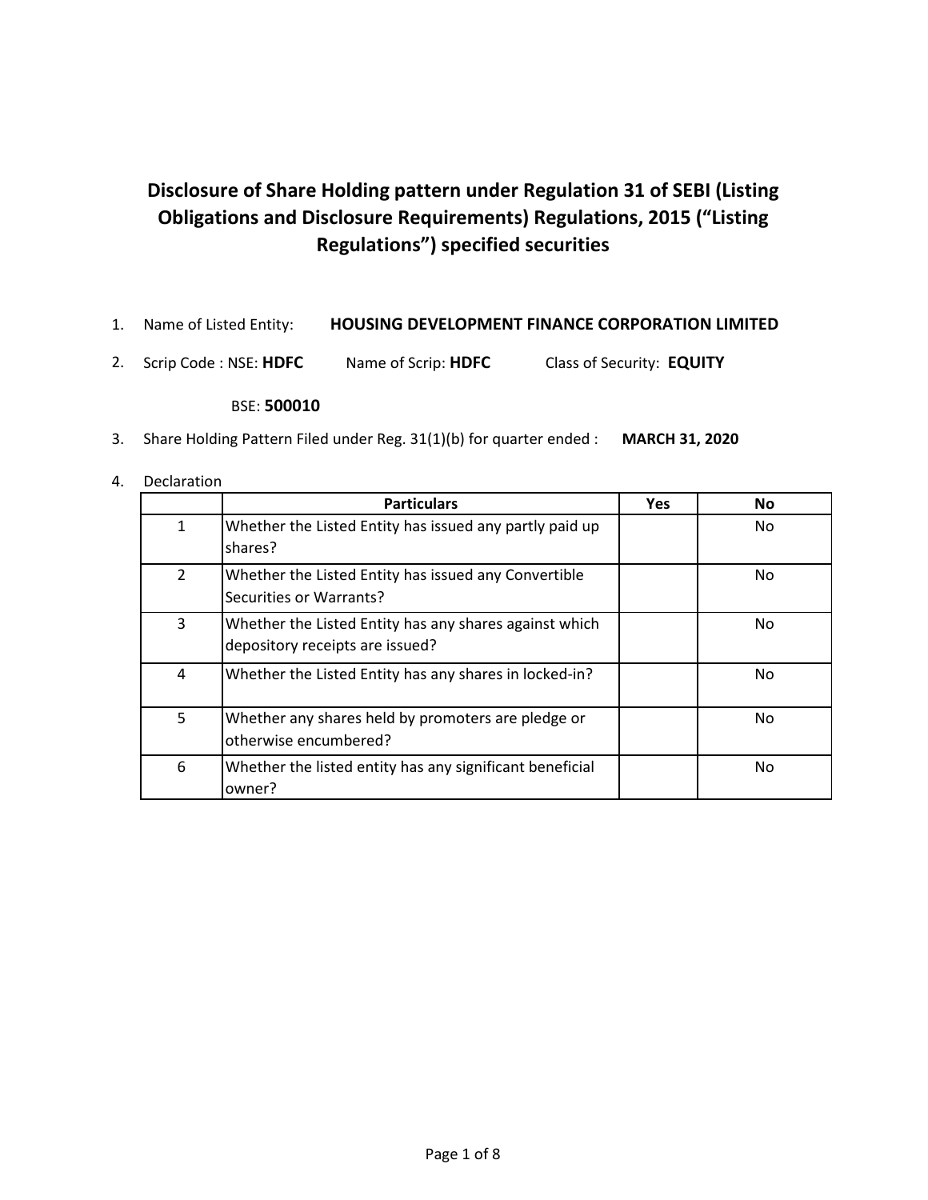# Disclosure of Share Holding pattern under Regulation 31 of SEBI (Listing Obligations and Disclosure Requirements) Regulations, 2015 ("Listing Regulations") specified securities

1. Name of Listed Entity: **HOUSING DEVELOPMENT FINANCE CORPORATION LIMITED**

2. Scrip Code : NSE: **HDFC** Name of Scrip: **HDFC** Class of Security: **EQUITY**

   BSE: **500010**

3. Share Holding Pattern Filed under Reg. 31(1)(b) for quarter ended : **MARCH 31, 2020**

4. Declaration

| | Particulars | Yes | No |
|---|---|---|---|
| 1 | Whether the Listed Entity has issued any partly paid up shares? | | No |
| 2 | Whether the Listed Entity has issued any Convertible Securities or Warrants? | | No |
| 3 | Whether the Listed Entity has any shares against which depository receipts are issued? | | No |
| 4 | Whether the Listed Entity has any shares in locked-in? | | No |
| 5 | Whether any shares held by promoters are pledge or otherwise encumbered? | | No |
| 6 | Whether the listed entity has any significant beneficial owner? | | No |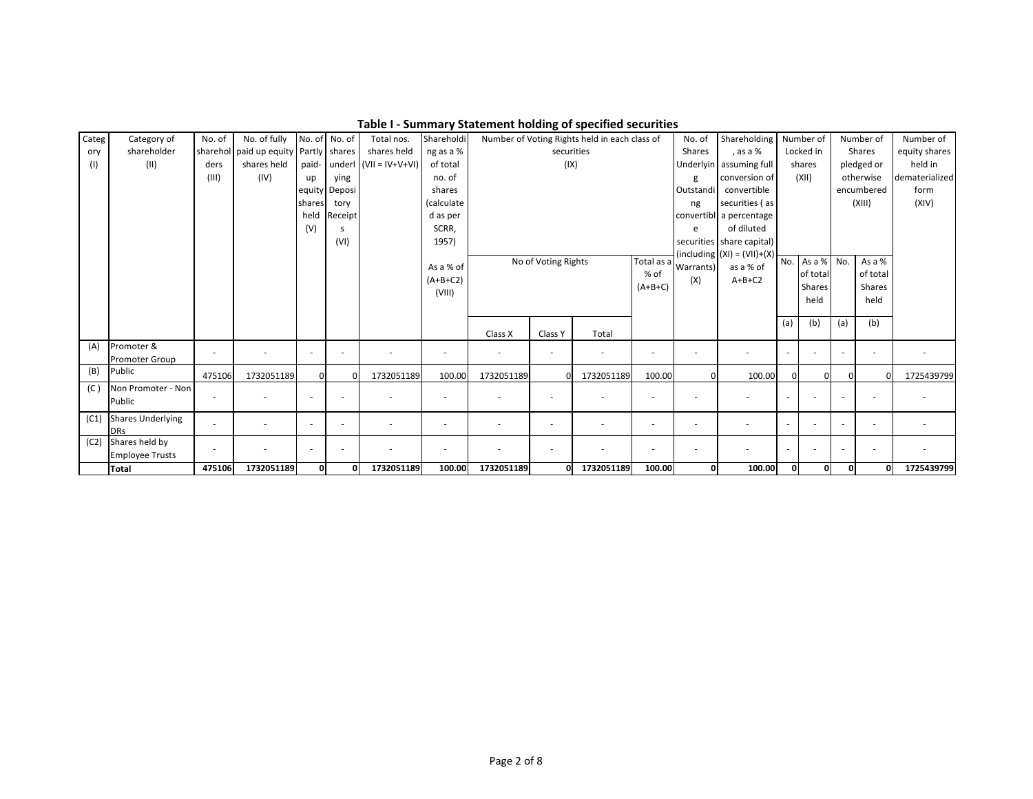## Table I - Summary Statement holding of specified securities

| Category (I) | Category of shareholder (II) | No. of shareholders (III) | No. of fully paid up equity shares held (IV) | No. of Partly paid-up equity shares held (V) | No. of shares underlying Depository Receipts (VI) | Total nos. shares held (VII = IV+V+VI) | Shareholding as a % of total no. of shares (calculated as per SCRR, 1957) As a % of (A+B+C2) (VIII) | Number of Voting Rights held in each class of securities (IX) | | | | No. of Shares Underlying Outstanding convertible securities (including Warrants) (X) | Shareholding, as a % assuming full conversion of convertible securities ( as a percentage of diluted share capital) (XI) = (VII)+(X) as a % of A+B+C2 | Number of Locked in shares (XII) | | Number of Shares pledged or otherwise encumbered (XIII) | | Number of equity shares held in dematerialized form (XIV) |
|---|---|---|---|---|---|---|---|---|---|---|---|---|---|---|---|---|---|---|
| | | | | | | | | No of Voting Rights | | | Total as a % of (A+B+C) | | | No. (a) | As a % of total Shares held (b) | No. (a) | As a % of total Shares held (b) | |
| | | | | | | | | Class X | Class Y | Total | | | | | | | | |
| (A) | Promoter & Promoter Group | - | - | - | - | - | - | - | - | - | - | - | - | - | - | - | - | - |
| (B) | Public | 475106 | 1732051189 | 0 | 0 | 1732051189 | 100.00 | 1732051189 | 0 | 1732051189 | 100.00 | 0 | 100.00 | 0 | 0 | 0 | 0 | 1725439799 |
| (C ) | Non Promoter - Non Public | - | - | - | - | - | - | - | - | - | - | - | - | - | - | - | - | - |
| (C1) | Shares Underlying DRs | - | - | - | - | - | - | - | - | - | - | - | - | - | - | - | - | - |
| (C2) | Shares held by Employee Trusts | - | - | - | - | - | - | - | - | - | - | - | - | - | - | - | - | - |
| | **Total** | **475106** | **1732051189** | **0** | **0** | **1732051189** | **100.00** | **1732051189** | **0** | **1732051189** | **100.00** | **0** | **100.00** | **0** | **0** | **0** | **0** | **1725439799** |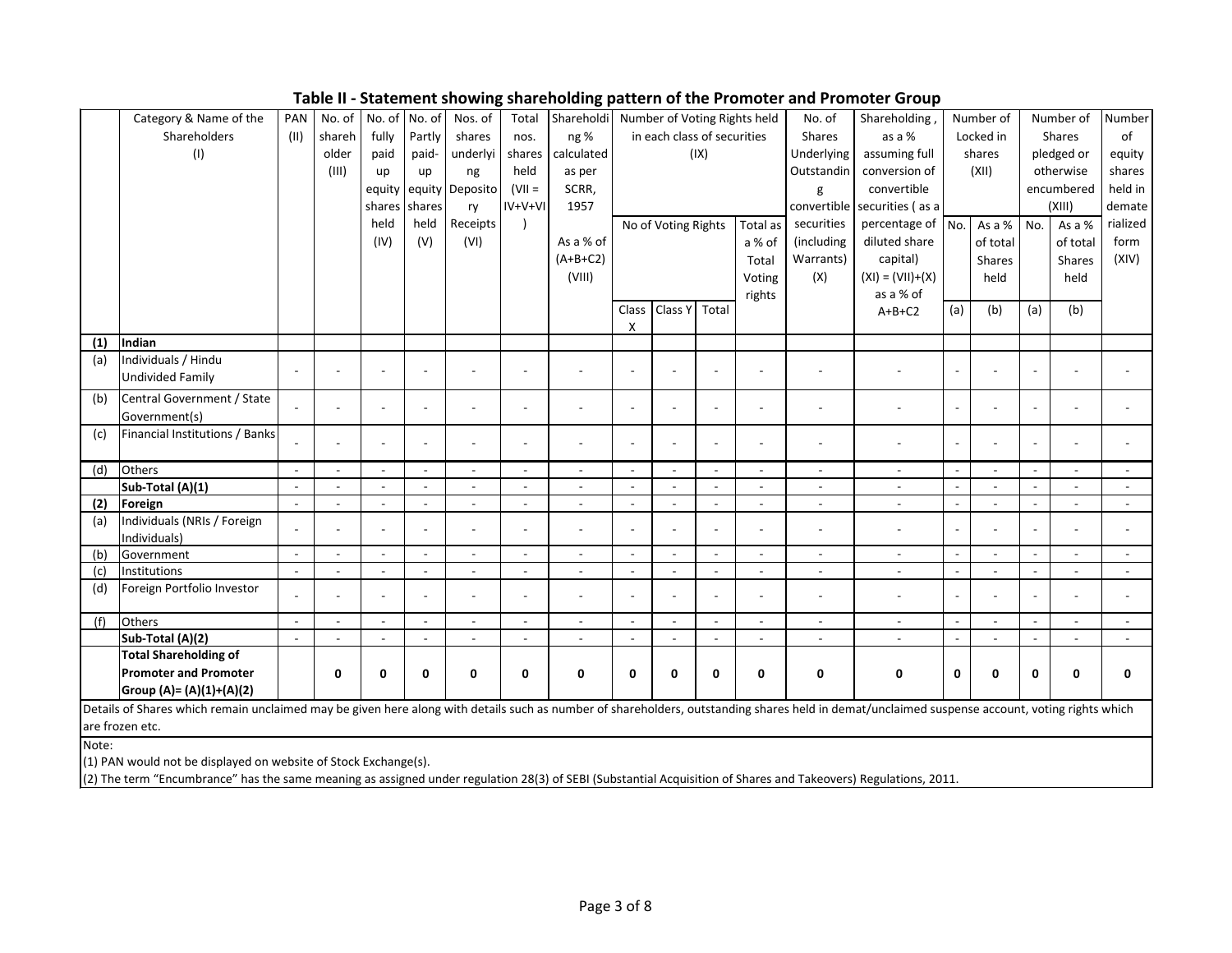## Table II - Statement showing shareholding pattern of the Promoter and Promoter Group

| | Category & Name of the Shareholders (I) | PAN (II) | No. of shareholder (III) | No. of fully paid up equity shares held (IV) | No. of Partly paid-up equity shares held (V) | Nos. of shares underlying Depository Receipts (VI) | Total nos. shares held (VII = IV+V+VI) | Shareholding % calculated as per SCRR, 1957 As a % of (A+B+C2) (VIII) | Number of Voting Rights held in each class of securities (IX) | | | | No. of Shares Underlying Outstanding convertible securities (including Warrants) (X) | Shareholding, as a % assuming full conversion of convertible securities ( as a percentage of diluted share capital) (XI) = (VII)+(X) as a % of A+B+C2 | Number of Locked in shares (XII) | | Number of Shares pledged or otherwise encumbered (XIII) | | Number of equity shares held in dematerialized form (XIV) |
|---|---|---|---|---|---|---|---|---|---|---|---|---|---|---|---|---|---|---|---|
| | | | | | | | | | No of Voting Rights | | | Total as a % of Total Voting rights | | | No. | As a % of total Shares held | No. | As a % of total Shares held | |
| | | | | | | | | | Class X | Class Y | Total | | | | (a) | (b) | (a) | (b) | |
| **(1)** | **Indian** | | | | | | | | | | | | | | | | | | |
| (a) | Individuals / Hindu Undivided Family | - | - | - | - | - | - | - | - | - | - | - | - | - | - | - | - | - | - |
| (b) | Central Government / State Government(s) | - | - | - | - | - | - | - | - | - | - | - | - | - | - | - | - | - | - |
| (c) | Financial Institutions / Banks | - | - | - | - | - | - | - | - | - | - | - | - | - | - | - | - | - | - |
| (d) | Others | - | - | - | - | - | - | - | - | - | - | - | - | - | - | - | - | - | - |
| | **Sub-Total (A)(1)** | - | - | - | - | - | - | - | - | - | - | - | - | - | - | - | - | - | - |
| **(2)** | **Foreign** | - | - | - | - | - | - | - | - | - | - | - | - | - | - | - | - | - | - |
| (a) | Individuals (NRIs / Foreign Individuals) | - | - | - | - | - | - | - | - | - | - | - | - | - | - | - | - | - | - |
| (b) | Government | - | - | - | - | - | - | - | - | - | - | - | - | - | - | - | - | - | - |
| (c) | Institutions | - | - | - | - | - | - | - | - | - | - | - | - | - | - | - | - | - | - |
| (d) | Foreign Portfolio Investor | - | - | - | - | - | - | - | - | - | - | - | - | - | - | - | - | - | - |
| (f) | Others | - | - | - | - | - | - | - | - | - | - | - | - | - | - | - | - | - | - |
| | **Sub-Total (A)(2)** | - | - | - | - | - | - | - | - | - | - | - | - | - | - | - | - | - | - |
| | **Total Shareholding of Promoter and Promoter Group (A)= (A)(1)+(A)(2)** | | **0** | **0** | **0** | **0** | **0** | **0** | **0** | **0** | **0** | **0** | **0** | **0** | **0** | **0** | **0** | **0** | **0** |

Details of Shares which remain unclaimed may be given here along with details such as number of shareholders, outstanding shares held in demat/unclaimed suspense account, voting rights which are frozen etc.

Note:

(1) PAN would not be displayed on website of Stock Exchange(s).

(2) The term "Encumbrance" has the same meaning as assigned under regulation 28(3) of SEBI (Substantial Acquisition of Shares and Takeovers) Regulations, 2011.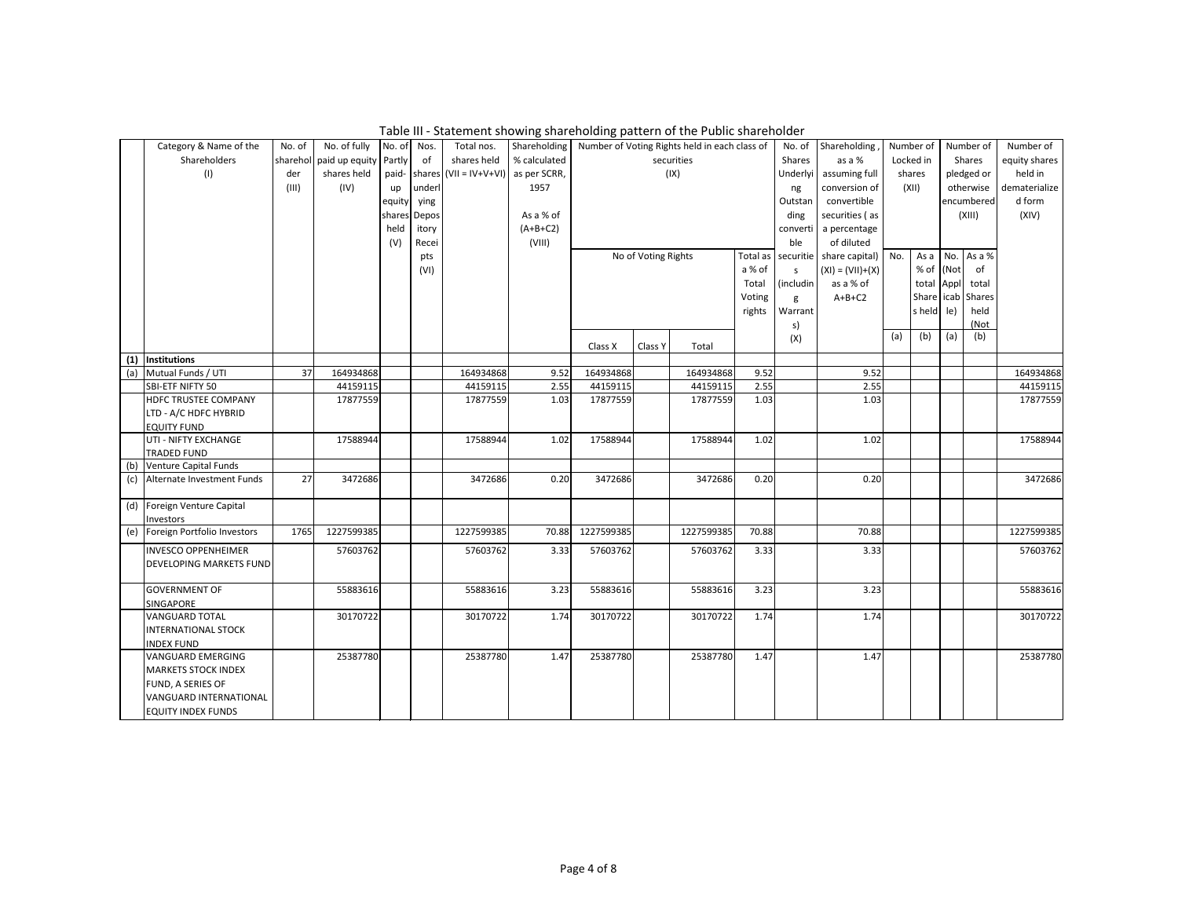Table III - Statement showing shareholding pattern of the Public shareholder

| | Category & Name of the Shareholders (I) | No. of shareholder (III) | No. of fully paid up equity shares held (IV) | No. of Partly paid-up equity shares held (V) | Nos. of shares underlying Depository Receipts (VI) | Total nos. shares held (VII = IV+V+VI) | Shareholding % calculated as per SCRR, 1957 As a % of (A+B+C2) (VIII) | Number of Voting Rights held in each class of securities (IX) | | | | No. of Shares Underlying Outstanding convertible securities (including Warrants) (X) | Shareholding , as a % assuming full conversion of convertible securities ( as a percentage of diluted share capital) (XI) = (VII)+(X) as a % of A+B+C2 | Number of Locked in shares (XII) | | Number of Shares pledged or otherwise encumbered (XIII) | | Number of equity shares held in dematerialized form (XIV) |
|---|---|---|---|---|---|---|---|---|---|---|---|---|---|---|---|---|---|---|
| | | | | | | | | No of Voting Rights | | | Total as a % of Total Voting rights | | | No. (a) | As a % of total Shares held (b) | No. (Not Applicable) (a) | As a % of total Shares held (Not (b) | |
| | | | | | | | | Class X | Class Y | Total | | | | | | | | |
| (1) | Institutions | | | | | | | | | | | | | | | | | |
| (a) | Mutual Funds / UTI | 37 | 164934868 | | | 164934868 | 9.52 | 164934868 | | 164934868 | 9.52 | | 9.52 | | | | | 164934868 |
| | SBI-ETF NIFTY 50 | | 44159115 | | | 44159115 | 2.55 | 44159115 | | 44159115 | 2.55 | | 2.55 | | | | | 44159115 |
| | HDFC TRUSTEE COMPANY LTD - A/C HDFC HYBRID EQUITY FUND | | 17877559 | | | 17877559 | 1.03 | 17877559 | | 17877559 | 1.03 | | 1.03 | | | | | 17877559 |
| | UTI - NIFTY EXCHANGE TRADED FUND | | 17588944 | | | 17588944 | 1.02 | 17588944 | | 17588944 | 1.02 | | 1.02 | | | | | 17588944 |
| (b) | Venture Capital Funds | | | | | | | | | | | | | | | | | |
| (c) | Alternate Investment Funds | 27 | 3472686 | | | 3472686 | 0.20 | 3472686 | | 3472686 | 0.20 | | 0.20 | | | | | 3472686 |
| (d) | Foreign Venture Capital Investors | | | | | | | | | | | | | | | | | |
| (e) | Foreign Portfolio Investors | 1765 | 1227599385 | | | 1227599385 | 70.88 | 1227599385 | | 1227599385 | 70.88 | | 70.88 | | | | | 1227599385 |
| | INVESCO OPPENHEIMER DEVELOPING MARKETS FUND | | 57603762 | | | 57603762 | 3.33 | 57603762 | | 57603762 | 3.33 | | 3.33 | | | | | 57603762 |
| | GOVERNMENT OF SINGAPORE | | 55883616 | | | 55883616 | 3.23 | 55883616 | | 55883616 | 3.23 | | 3.23 | | | | | 55883616 |
| | VANGUARD TOTAL INTERNATIONAL STOCK INDEX FUND | | 30170722 | | | 30170722 | 1.74 | 30170722 | | 30170722 | 1.74 | | 1.74 | | | | | 30170722 |
| | VANGUARD EMERGING MARKETS STOCK INDEX FUND, A SERIES OF VANGUARD INTERNATIONAL EQUITY INDEX FUNDS | | 25387780 | | | 25387780 | 1.47 | 25387780 | | 25387780 | 1.47 | | 1.47 | | | | | 25387780 |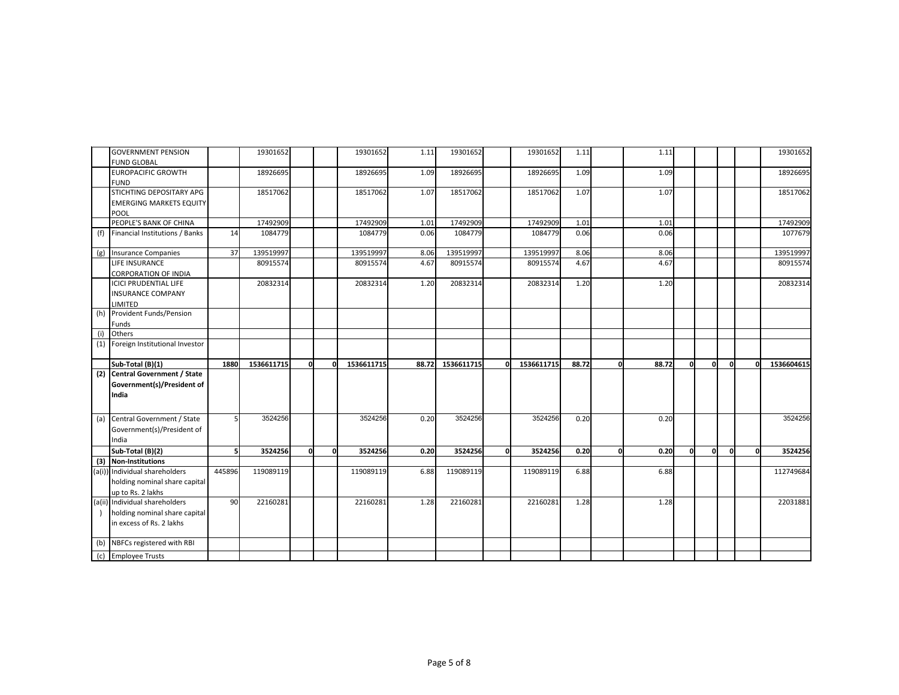| | | | | | | | | | | | | | | | | | | | |
|---|---|---|---|---|---|---|---|---|---|---|---|---|---|---|---|---|---|---|---|
| | GOVERNMENT PENSION FUND GLOBAL | | 19301652 | | | 19301652 | 1.11 | 19301652 | | 19301652 | 1.11 | | 1.11 | | | | | 19301652 |
| | EUROPACIFIC GROWTH FUND | | 18926695 | | | 18926695 | 1.09 | 18926695 | | 18926695 | 1.09 | | 1.09 | | | | | 18926695 |
| | STICHTING DEPOSITARY APG EMERGING MARKETS EQUITY POOL | | 18517062 | | | 18517062 | 1.07 | 18517062 | | 18517062 | 1.07 | | 1.07 | | | | | 18517062 |
| | PEOPLE'S BANK OF CHINA | | 17492909 | | | 17492909 | 1.01 | 17492909 | | 17492909 | 1.01 | | 1.01 | | | | | 17492909 |
| (f) | Financial Institutions / Banks | 14 | 1084779 | | | 1084779 | 0.06 | 1084779 | | 1084779 | 0.06 | | 0.06 | | | | | 1077679 |
| (g) | Insurance Companies | 37 | 139519997 | | | 139519997 | 8.06 | 139519997 | | 139519997 | 8.06 | | 8.06 | | | | | 139519997 |
| | LIFE INSURANCE CORPORATION OF INDIA | | 80915574 | | | 80915574 | 4.67 | 80915574 | | 80915574 | 4.67 | | 4.67 | | | | | 80915574 |
| | ICICI PRUDENTIAL LIFE INSURANCE COMPANY LIMITED | | 20832314 | | | 20832314 | 1.20 | 20832314 | | 20832314 | 1.20 | | 1.20 | | | | | 20832314 |
| (h) | Provident Funds/Pension Funds | | | | | | | | | | | | | | | | | |
| (i) | Others | | | | | | | | | | | | | | | | | |
| (1) | Foreign Institutional Investor | | | | | | | | | | | | | | | | | |
| | **Sub-Total (B)(1)** | **1880** | **1536611715** | **0** | **0** | **1536611715** | **88.72** | **1536611715** | **0** | **1536611715** | **88.72** | **0** | **88.72** | **0** | **0** | **0** | **0** | **1536604615** |
| **(2)** | **Central Government / State Government(s)/President of India** | | | | | | | | | | | | | | | | | |
| (a) | Central Government / State Government(s)/President of India | 5 | 3524256 | | | 3524256 | 0.20 | 3524256 | | 3524256 | 0.20 | | 0.20 | | | | | 3524256 |
| | **Sub-Total (B)(2)** | **5** | **3524256** | **0** | **0** | **3524256** | **0.20** | **3524256** | **0** | **3524256** | **0.20** | **0** | **0.20** | **0** | **0** | **0** | **0** | **3524256** |
| **(3)** | **Non-Institutions** | | | | | | | | | | | | | | | | | |
| (a(i)) | Individual shareholders holding nominal share capital up to Rs. 2 lakhs | 445896 | 119089119 | | | 119089119 | 6.88 | 119089119 | | 119089119 | 6.88 | | 6.88 | | | | | 112749684 |
| (a(ii)) | Individual shareholders holding nominal share capital in excess of Rs. 2 lakhs | 90 | 22160281 | | | 22160281 | 1.28 | 22160281 | | 22160281 | 1.28 | | 1.28 | | | | | 22031881 |
| (b) | NBFCs registered with RBI | | | | | | | | | | | | | | | | | |
| (c) | Employee Trusts | | | | | | | | | | | | | | | | | |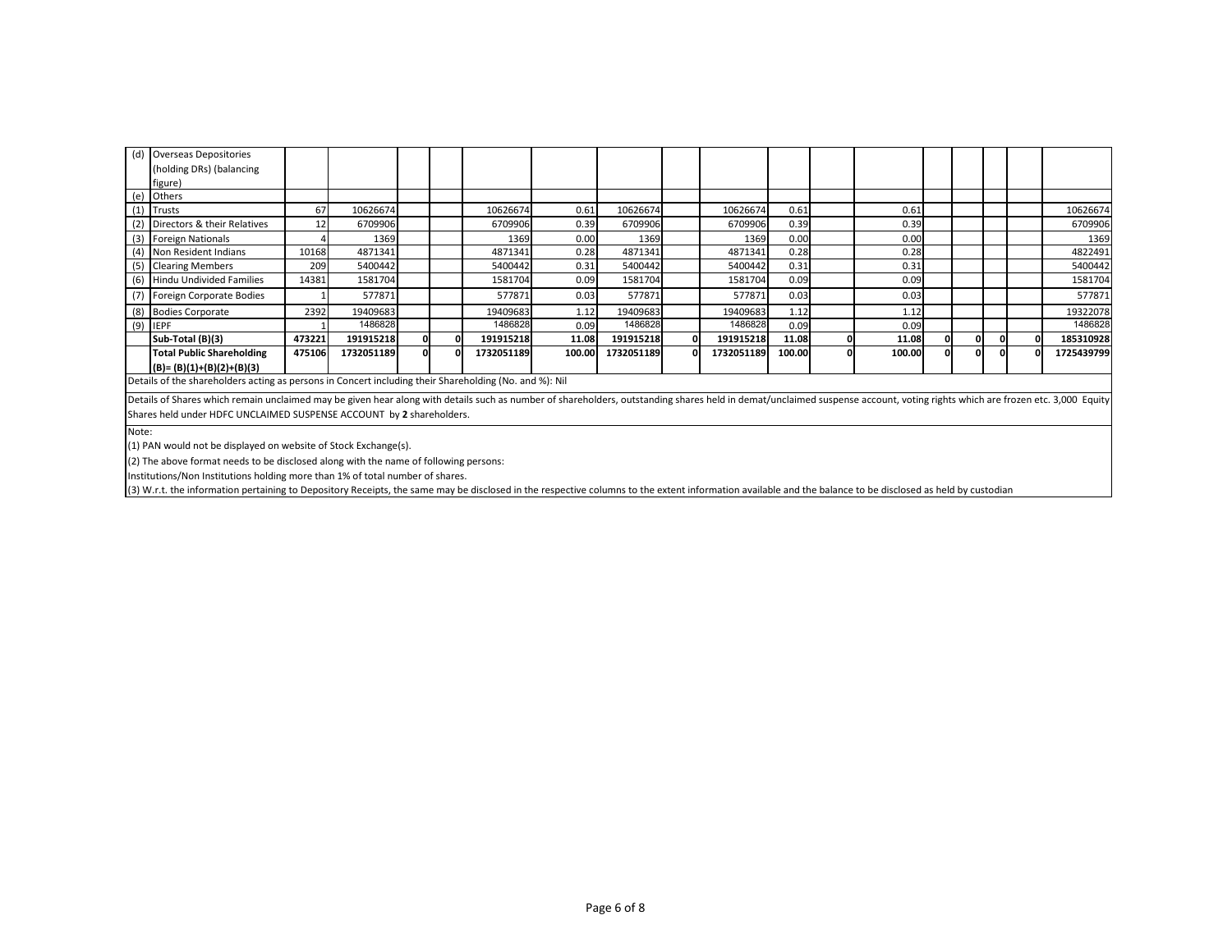| | | | | | | | | | | | | | | | | | | |
|---|---|---|---|---|---|---|---|---|---|---|---|---|---|---|---|---|---|---|
| (d) | Overseas Depositories (holding DRs) (balancing figure) | | | | | | | | | | | | | | | | | |
| (e) | Others | | | | | | | | | | | | | | | | | |
| (1) | Trusts | 67 | 10626674 | | | 10626674 | 0.61 | 10626674 | | 10626674 | 0.61 | | 0.61 | | | | | 10626674 |
| (2) | Directors & their Relatives | 12 | 6709906 | | | 6709906 | 0.39 | 6709906 | | 6709906 | 0.39 | | 0.39 | | | | | 6709906 |
| (3) | Foreign Nationals | 4 | 1369 | | | 1369 | 0.00 | 1369 | | 1369 | 0.00 | | 0.00 | | | | | 1369 |
| (4) | Non Resident Indians | 10168 | 4871341 | | | 4871341 | 0.28 | 4871341 | | 4871341 | 0.28 | | 0.28 | | | | | 4822491 |
| (5) | Clearing Members | 209 | 5400442 | | | 5400442 | 0.31 | 5400442 | | 5400442 | 0.31 | | 0.31 | | | | | 5400442 |
| (6) | Hindu Undivided Families | 14381 | 1581704 | | | 1581704 | 0.09 | 1581704 | | 1581704 | 0.09 | | 0.09 | | | | | 1581704 |
| (7) | Foreign Corporate Bodies | 1 | 577871 | | | 577871 | 0.03 | 577871 | | 577871 | 0.03 | | 0.03 | | | | | 577871 |
| (8) | Bodies Corporate | 2392 | 19409683 | | | 19409683 | 1.12 | 19409683 | | 19409683 | 1.12 | | 1.12 | | | | | 19322078 |
| (9) | IEPF | 1 | 1486828 | | | 1486828 | 0.09 | 1486828 | | 1486828 | 0.09 | | 0.09 | | | | | 1486828 |
| | **Sub-Total (B)(3)** | **473221** | **191915218** | **0** | **0** | **191915218** | **11.08** | **191915218** | **0** | **191915218** | **11.08** | **0** | **11.08** | **0** | **0** | **0** | **0** | **185310928** |
| | **Total Public Shareholding (B)= (B)(1)+(B)(2)+(B)(3)** | **475106** | **1732051189** | **0** | **0** | **1732051189** | **100.00** | **1732051189** | **0** | **1732051189** | **100.00** | **0** | **100.00** | **0** | **0** | **0** | **0** | **1725439799** |

Details of the shareholders acting as persons in Concert including their Shareholding (No. and %): Nil

Details of Shares which remain unclaimed may be given hear along with details such as number of shareholders, outstanding shares held in demat/unclaimed suspense account, voting rights which are frozen etc. 3,000 Equity Shares held under HDFC UNCLAIMED SUSPENSE ACCOUNT by **2** shareholders.

Note:

(1) PAN would not be displayed on website of Stock Exchange(s).

(2) The above format needs to be disclosed along with the name of following persons:

Institutions/Non Institutions holding more than 1% of total number of shares.

(3) W.r.t. the information pertaining to Depository Receipts, the same may be disclosed in the respective columns to the extent information available and the balance to be disclosed as held by custodian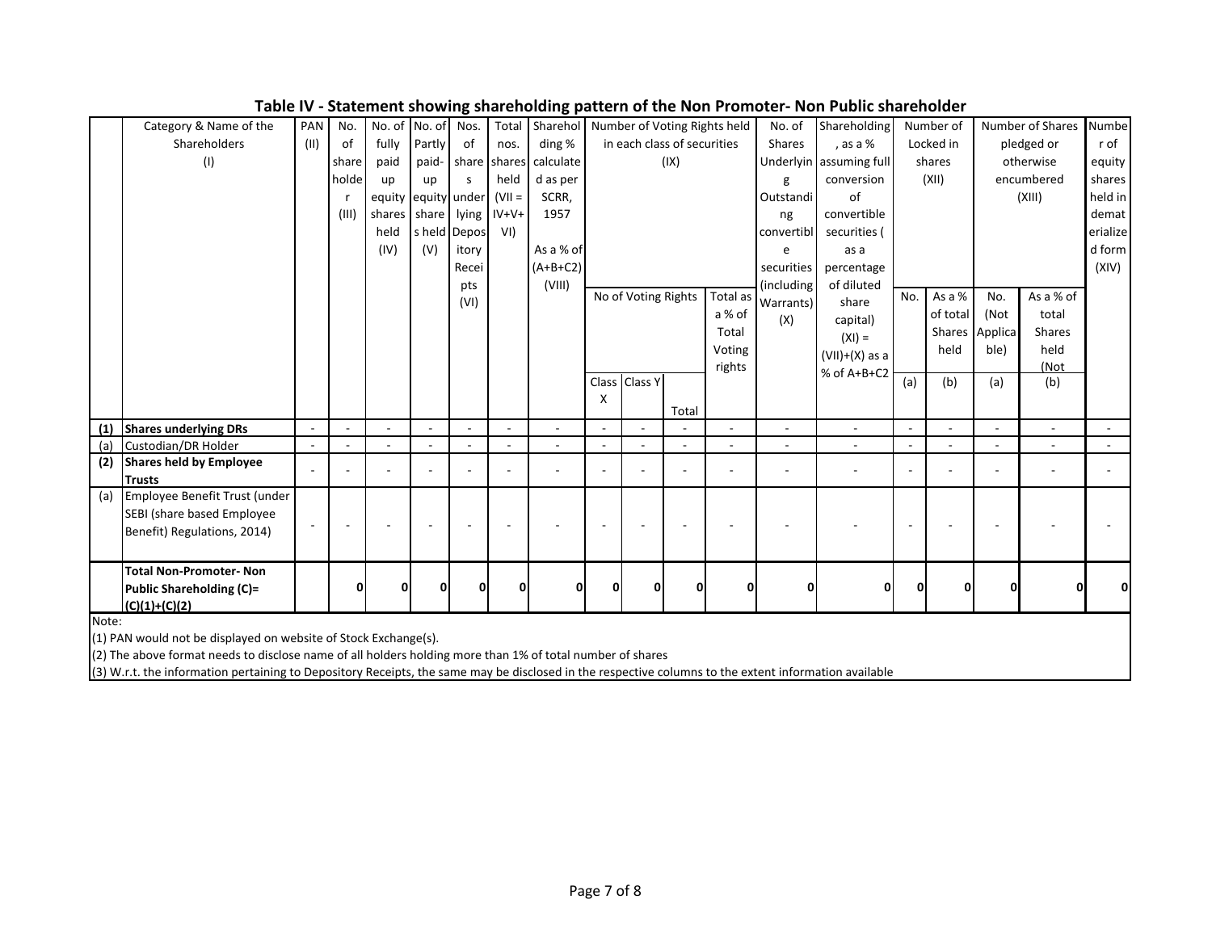## Table IV - Statement showing shareholding pattern of the Non Promoter- Non Public shareholder

| | Category & Name of the Shareholders (I) | PAN (II) | No. of shareholder (III) | No. of fully paid up equity shares held (IV) | No. of Partly paid-up equity shares held (V) | Nos. of shares underlying Depository Receipts (VI) | Total nos. shares held (VII = IV+V+VI) | Shareholding % calculated as per SCRR, 1957 As a % of (A+B+C2) (VIII) | Number of Voting Rights held in each class of securities (IX) | | | | No. of Shares Underlying Outstanding convertible securities (including Warrants) (X) | Shareholding, as a % assuming full conversion of convertible securities ( as a percentage of diluted share capital) (XI) = (VII)+(X) as a % of A+B+C2 | Number of Locked in shares (XII) | | Number of Shares pledged or otherwise encumbered (XIII) | | Number of equity shares held in dematerialized form (XIV) |
|---|---|---|---|---|---|---|---|---|---|---|---|---|---|---|---|---|---|---|---|
| | | | | | | | | | No of Voting Rights | | | Total as a % of Total Voting rights | | | No. | As a % of total Shares held | No. (Not Applicable) | As a % of total Shares held (Not | |
| | | | | | | | | | Class X | Class Y | Total | | | | (a) | (b) | (a) | (b) | |
| **(1)** | **Shares underlying DRs** | - | - | - | - | - | - | - | - | - | - | - | - | - | - | - | - | - | - |
| (a) | Custodian/DR Holder | - | - | - | - | - | - | - | - | - | - | - | - | - | - | - | - | - | - |
| **(2)** | **Shares held by Employee Trusts** | - | - | - | - | - | - | - | - | - | - | - | - | - | - | - | - | - | - |
| (a) | Employee Benefit Trust (under SEBI (share based Employee Benefit) Regulations, 2014) | - | - | - | - | - | - | - | - | - | - | - | - | - | - | - | - | - | - |
| | **Total Non-Promoter- Non Public Shareholding (C)= (C)(1)+(C)(2)** | | **0** | **0** | **0** | **0** | **0** | **0** | **0** | **0** | **0** | **0** | **0** | **0** | **0** | **0** | **0** | **0** | **0** |

Note:

(1) PAN would not be displayed on website of Stock Exchange(s).

(2) The above format needs to disclose name of all holders holding more than 1% of total number of shares

(3) W.r.t. the information pertaining to Depository Receipts, the same may be disclosed in the respective columns to the extent information available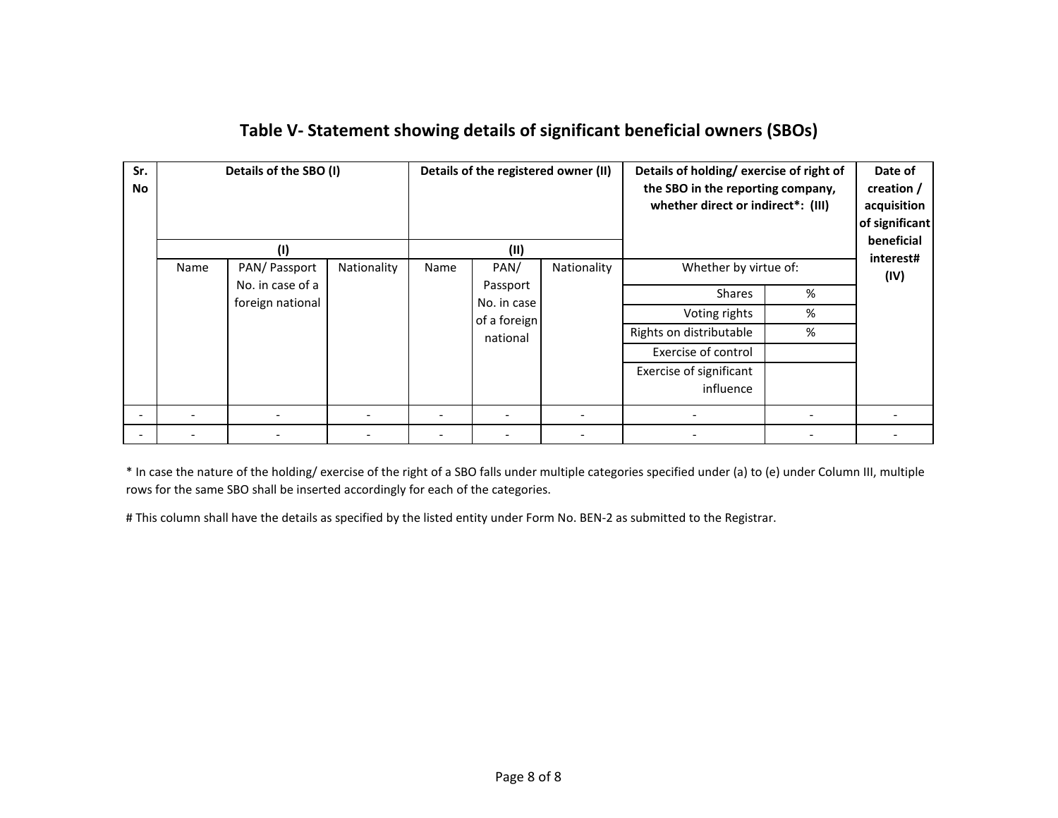## Table V- Statement showing details of significant beneficial owners (SBOs)

| Sr. No | Details of the SBO (I) | | | Details of the registered owner (II) | | | Details of holding/ exercise of right of the SBO in the reporting company, whether direct or indirect*: (III) | | Date of creation / acquisition of significant beneficial interest# (IV) |
|---|---|---|---|---|---|---|---|---|---|
| | (I) | | | (II) | | | | | |
| | Name | PAN/ Passport No. in case of a foreign national | Nationality | Name | PAN/ Passport No. in case of a foreign national | Nationality | Whether by virtue of: | | |
| | | | | | | | Shares | % | |
| | | | | | | | Voting rights | % | |
| | | | | | | | Rights on distributable | % | |
| | | | | | | | Exercise of control | | |
| | | | | | | | Exercise of significant influence | | |
| - | - | - | - | - | - | - | - | - | - |
| - | - | - | - | - | - | - | - | - | - |

* In case the nature of the holding/ exercise of the right of a SBO falls under multiple categories specified under (a) to (e) under Column III, multiple rows for the same SBO shall be inserted accordingly for each of the categories.

# This column shall have the details as specified by the listed entity under Form No. BEN-2 as submitted to the Registrar.